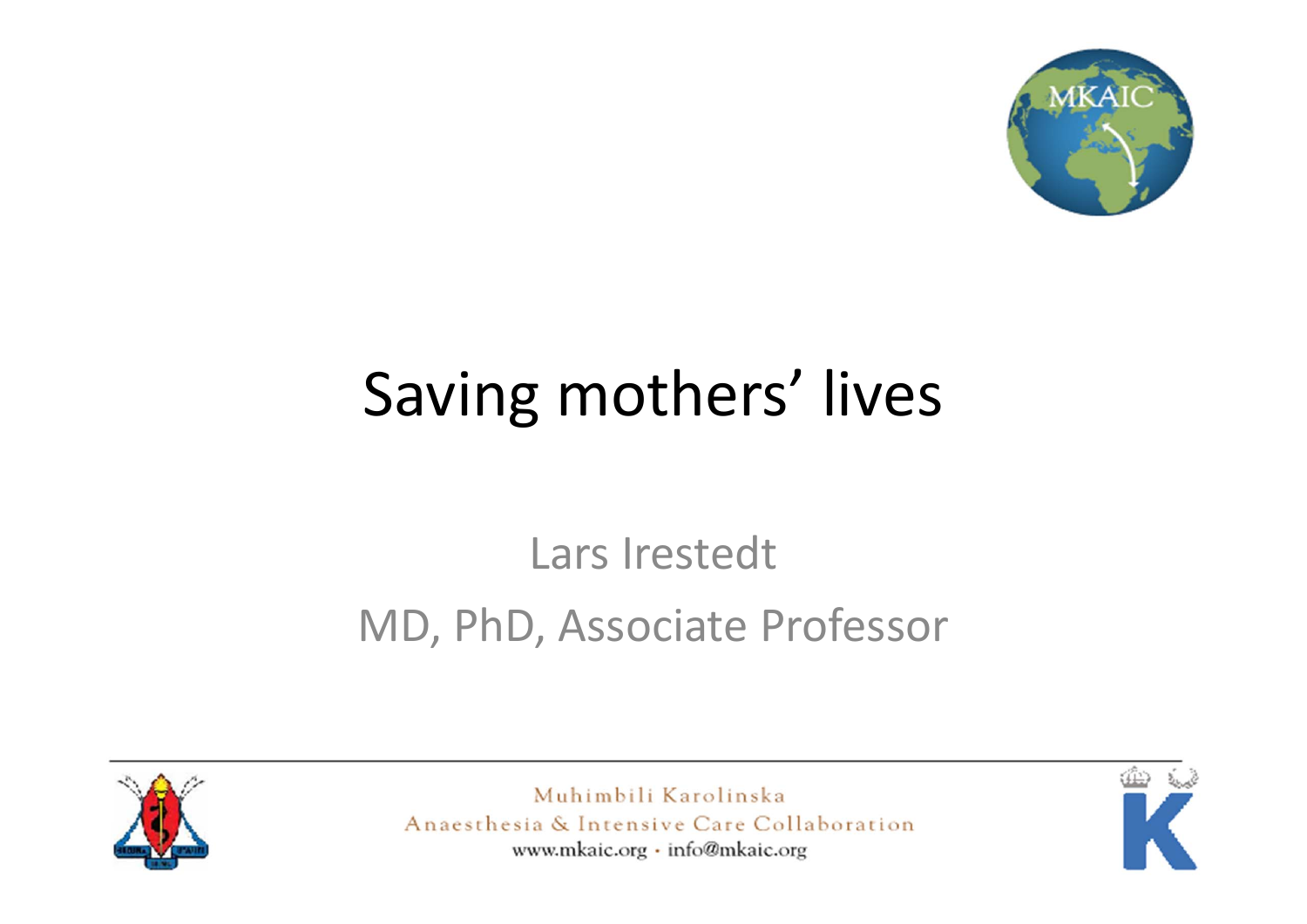MKAIC

# Saving mothers' lives

Lars Irestedt

MD, PhD, Associate Professor

Muhimbili Karolinska
Anaesthesia & Intensive Care Collaboration
www.mkaic.org · info@mkaic.org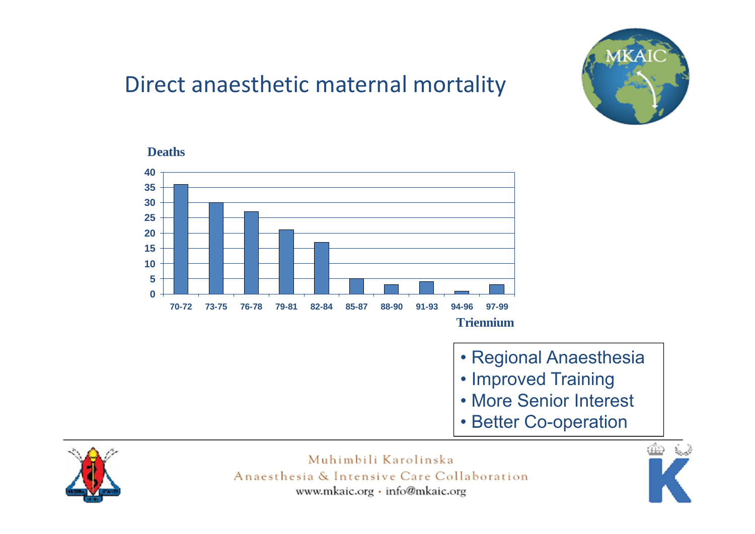# Direct anaesthetic maternal mortality

| Triennium | Deaths |
|---|---|
| 70-72 | 36 |
| 73-75 | 30 |
| 76-78 | 27 |
| 79-81 | 21 |
| 82-84 | 17 |
| 85-87 | 5 |
| 88-90 | 3 |
| 91-93 | 4 |
| 94-96 | 1 |
| 97-99 | 3 |

- Regional Anaesthesia
- Improved Training
- More Senior Interest
- Better Co-operation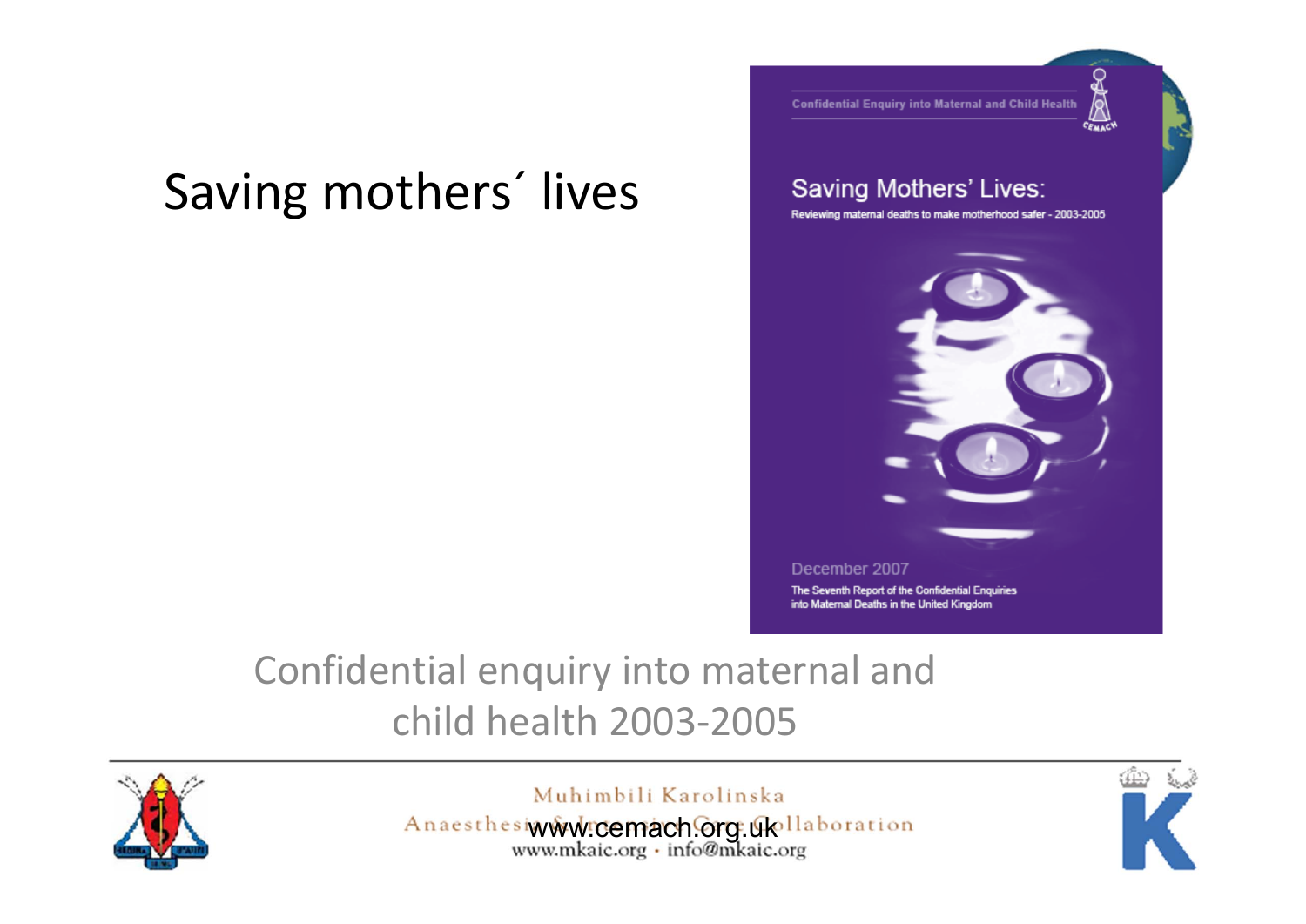# Saving mothers´ lives

Confidential Enquiry into Maternal and Child Health

Saving Mothers' Lives:

Reviewing maternal deaths to make motherhood safer - 2003-2005

December 2007

The Seventh Report of the Confidential Enquiries into Maternal Deaths in the United Kingdom

Confidential enquiry into maternal and child health 2003-2005

www.cemach.org.uk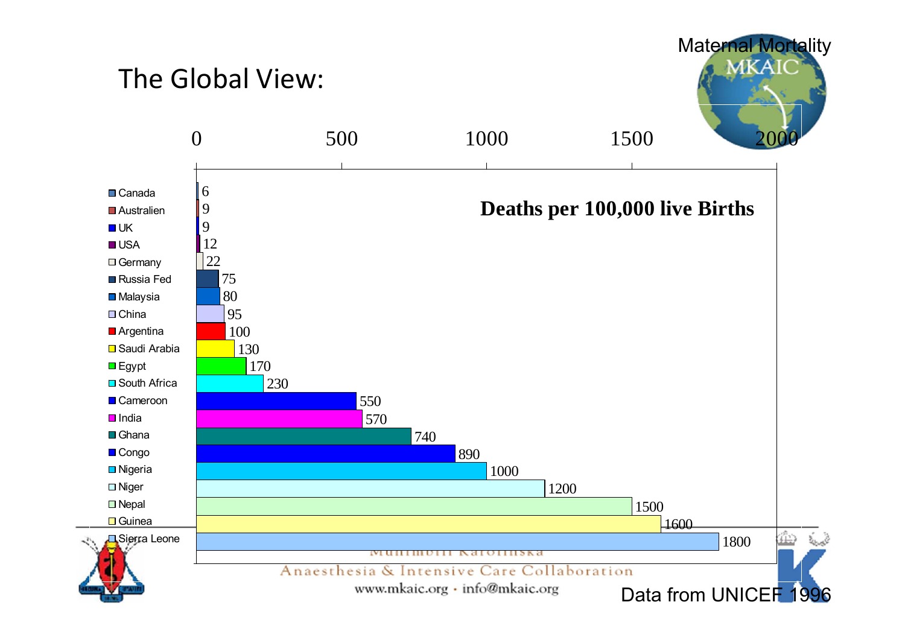# The Global View:

Maternal Mortality

**Deaths per 100,000 live Births**

| Country | Deaths per 100,000 live Births |
| --- | --- |
| Canada | 6 |
| Australien | 9 |
| UK | 9 |
| USA | 12 |
| Germany | 22 |
| Russia Fed | 75 |
| Malaysia | 80 |
| China | 95 |
| Argentina | 100 |
| Saudi Arabia | 130 |
| Egypt | 170 |
| South Africa | 230 |
| Cameroon | 550 |
| India | 570 |
| Ghana | 740 |
| Congo | 890 |
| Nigeria | 1000 |
| Niger | 1200 |
| Nepal | 1500 |
| Guinea | 1600 |
| Sierra Leone | 1800 |

Data from UNICEF 1996

Muhimbili Karolinska Anaesthesia & Intensive Care Collaboration

www.mkaic.org · info@mkaic.org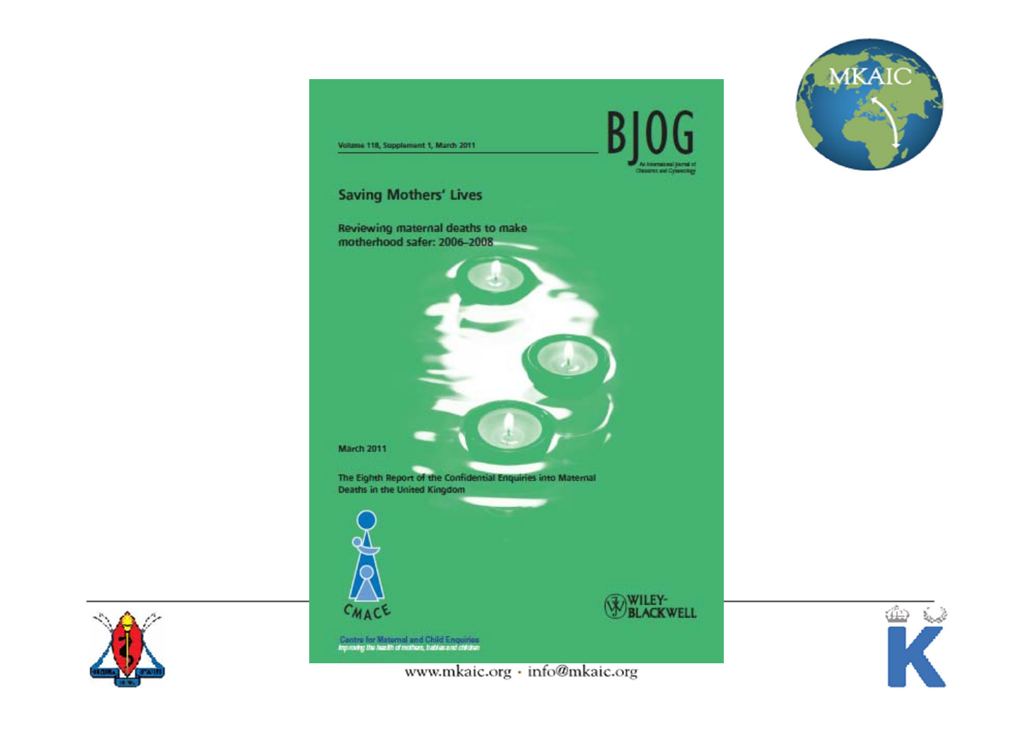Volume 118, Supplement 1, March 2011

BJOG

An International Journal of Obstetrics and Gynaecology

## Saving Mothers' Lives

Reviewing maternal deaths to make motherhood safer: 2006–2008

March 2011

The Eighth Report of the Confidential Enquiries into Maternal Deaths in the United Kingdom

CMACE

Centre for Maternal and Child Enquiries
*Improving the health of mothers, babies and children*

WILEY-BLACKWELL

MKAIC

www.mkaic.org · info@mkaic.org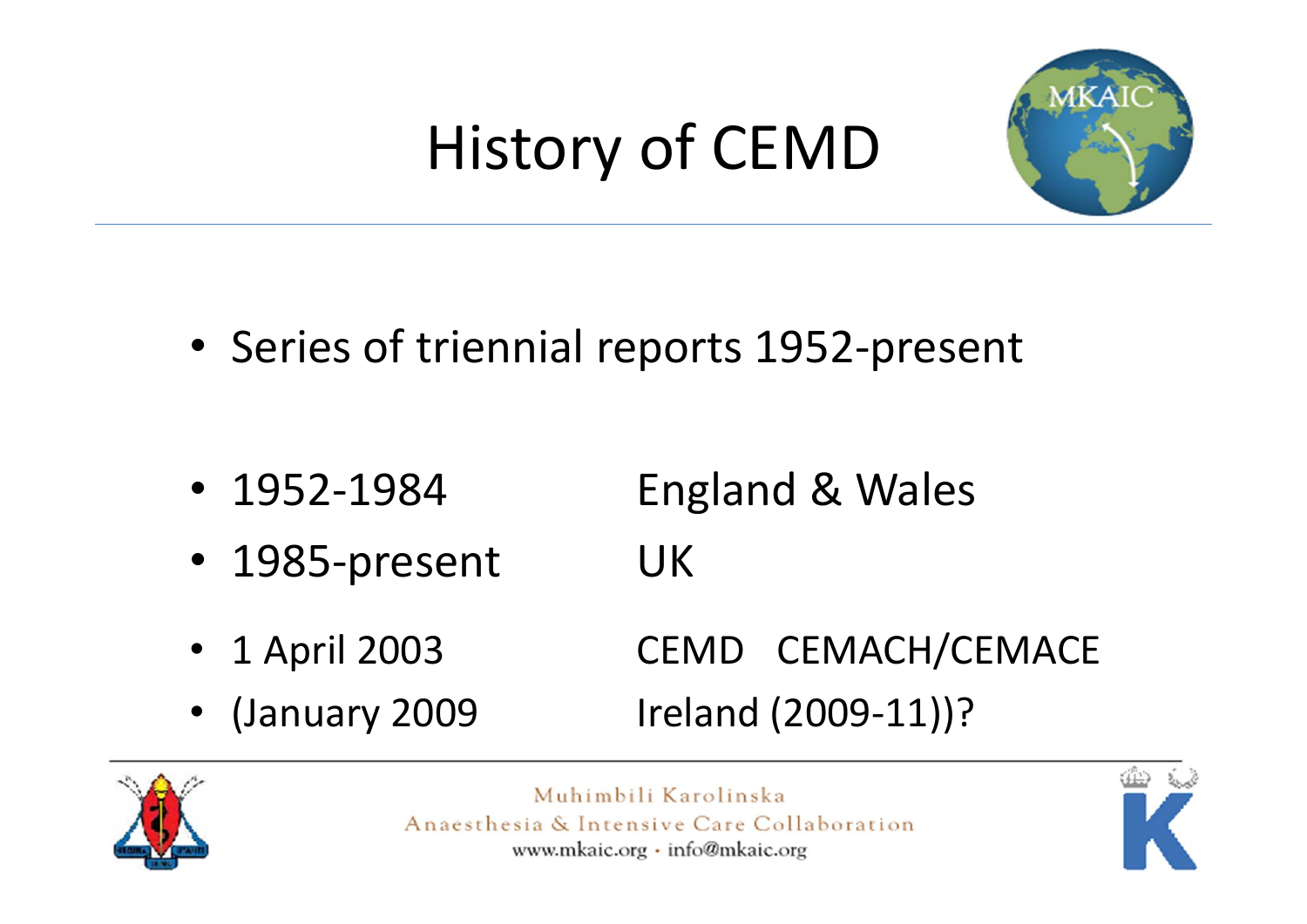# History of CEMD

- Series of triennial reports 1952-present

- 1952-1984 England & Wales
- 1985-present UK
- 1 April 2003 CEMD CEMACH/CEMACE
- (January 2009 Ireland (2009-11))?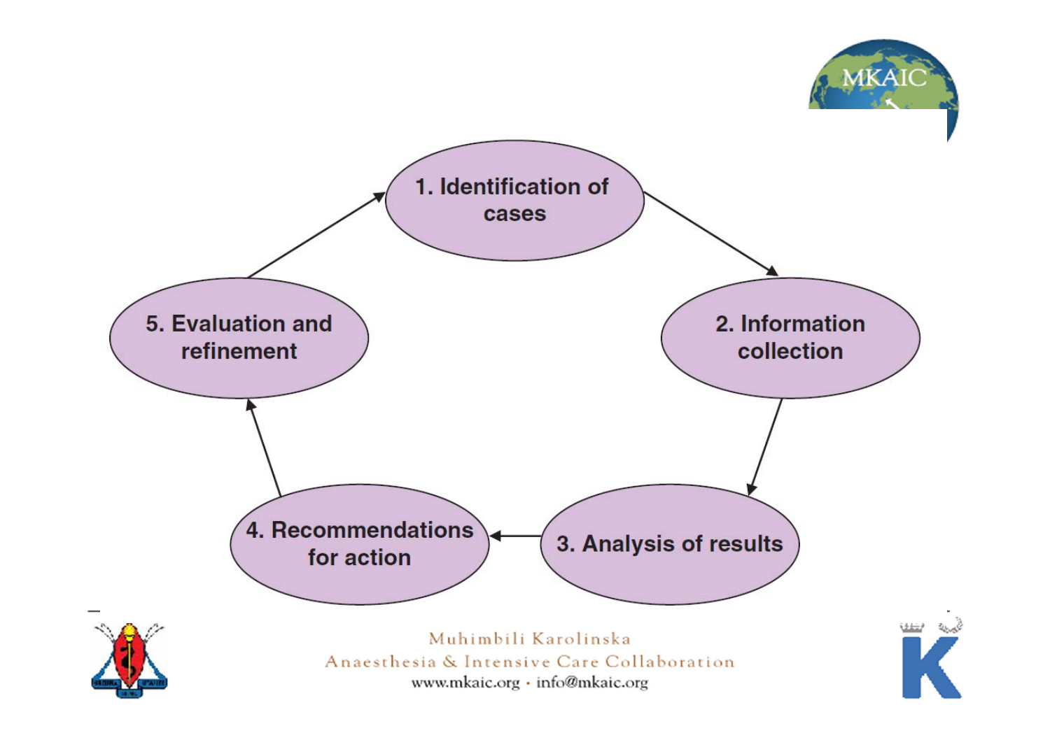1. Identification of cases
2. Information collection
3. Analysis of results
4. Recommendations for action
5. Evaluation and refinement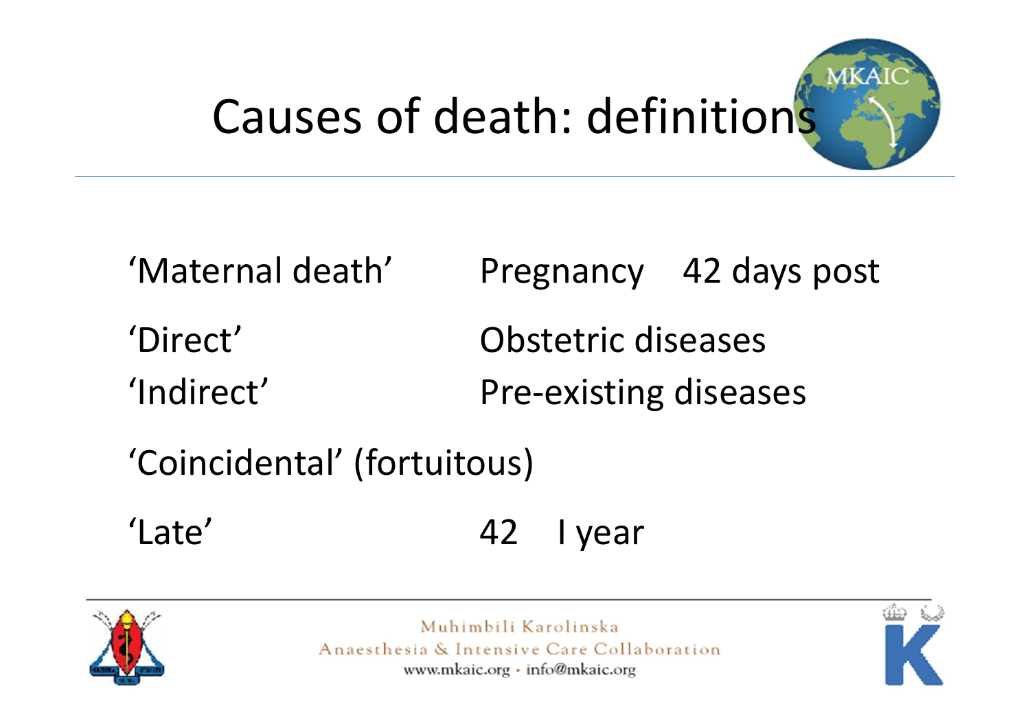# Causes of death: definitions

| | |
|---|---|
| 'Maternal death' | Pregnancy 42 days post |
| 'Direct' | Obstetric diseases |
| 'Indirect' | Pre-existing diseases |
| 'Coincidental' (fortuitous) | |
| 'Late' | 42 I year |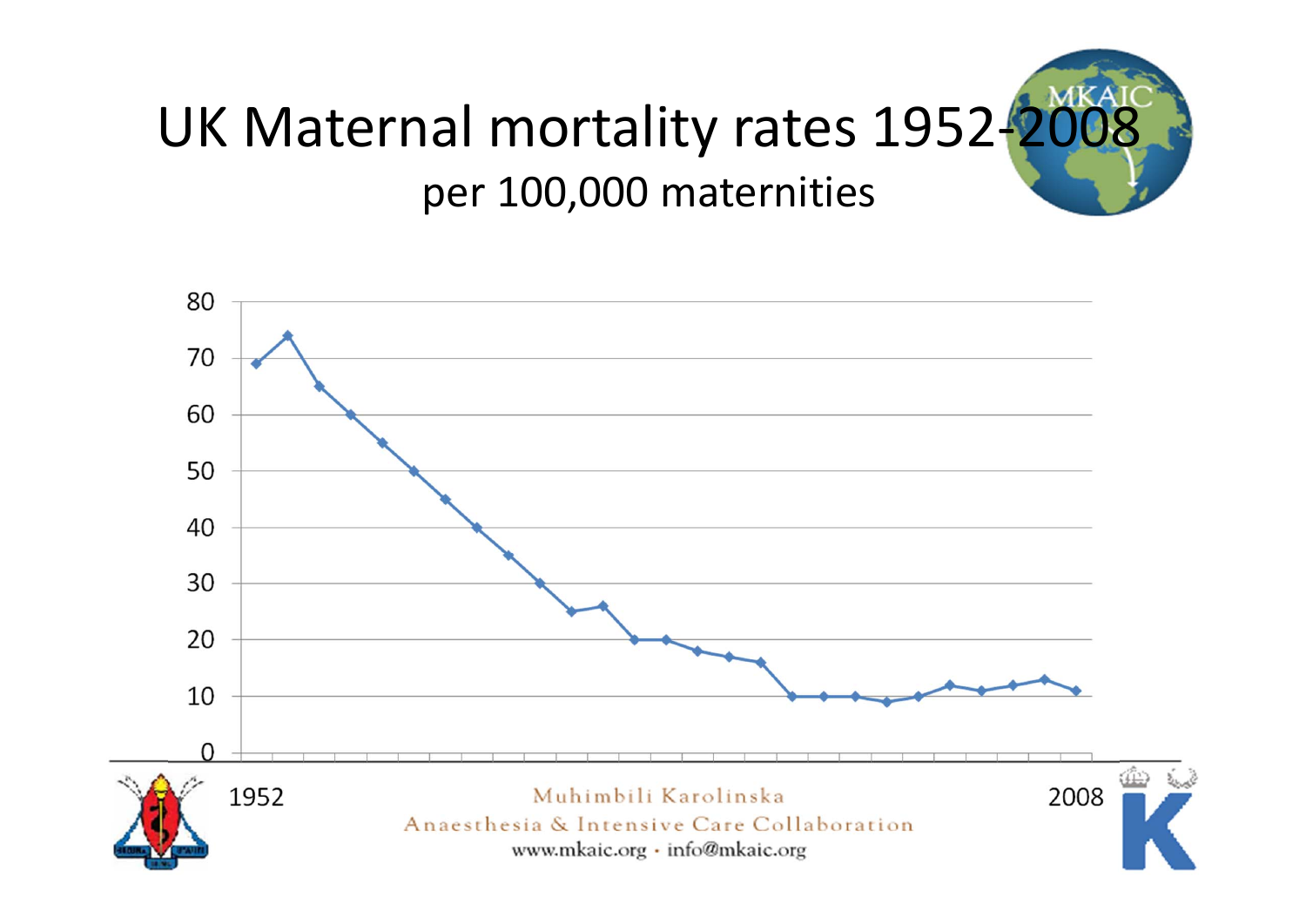# UK Maternal mortality rates 1952-2008

per 100,000 maternities

80
70
60
50
40
30
20
10
0

1952 2008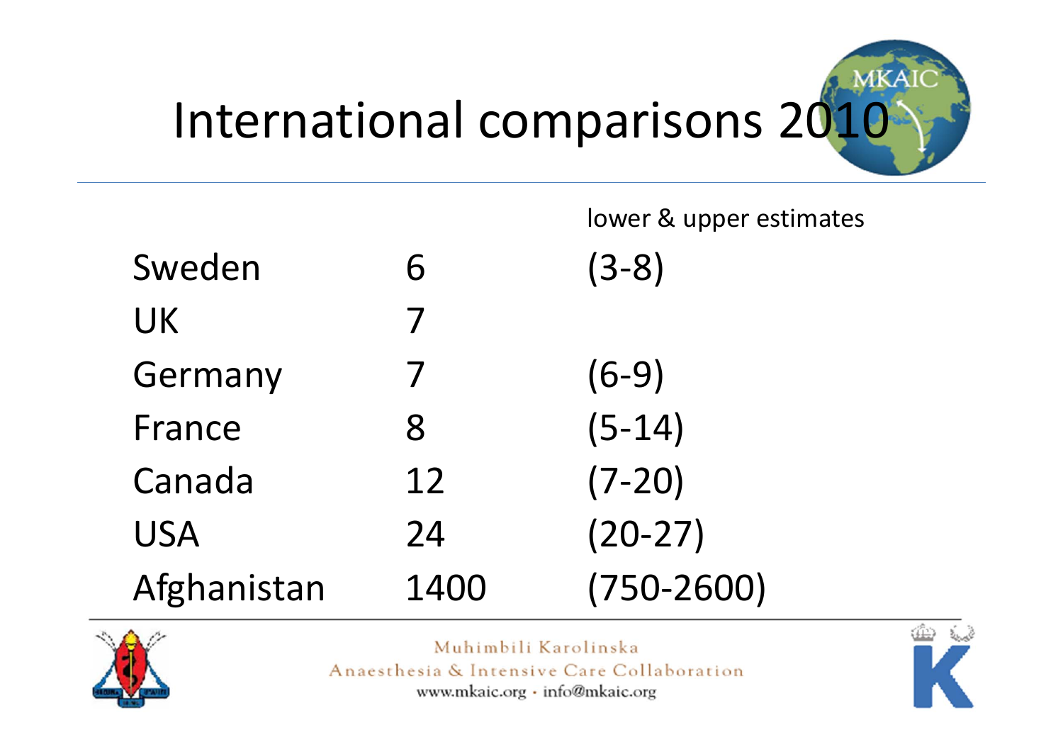# International comparisons 2010

| | | lower & upper estimates |
|---|---|---|
| Sweden | 6 | (3-8) |
| UK | 7 | |
| Germany | 7 | (6-9) |
| France | 8 | (5-14) |
| Canada | 12 | (7-20) |
| USA | 24 | (20-27) |
| Afghanistan | 1400 | (750-2600) |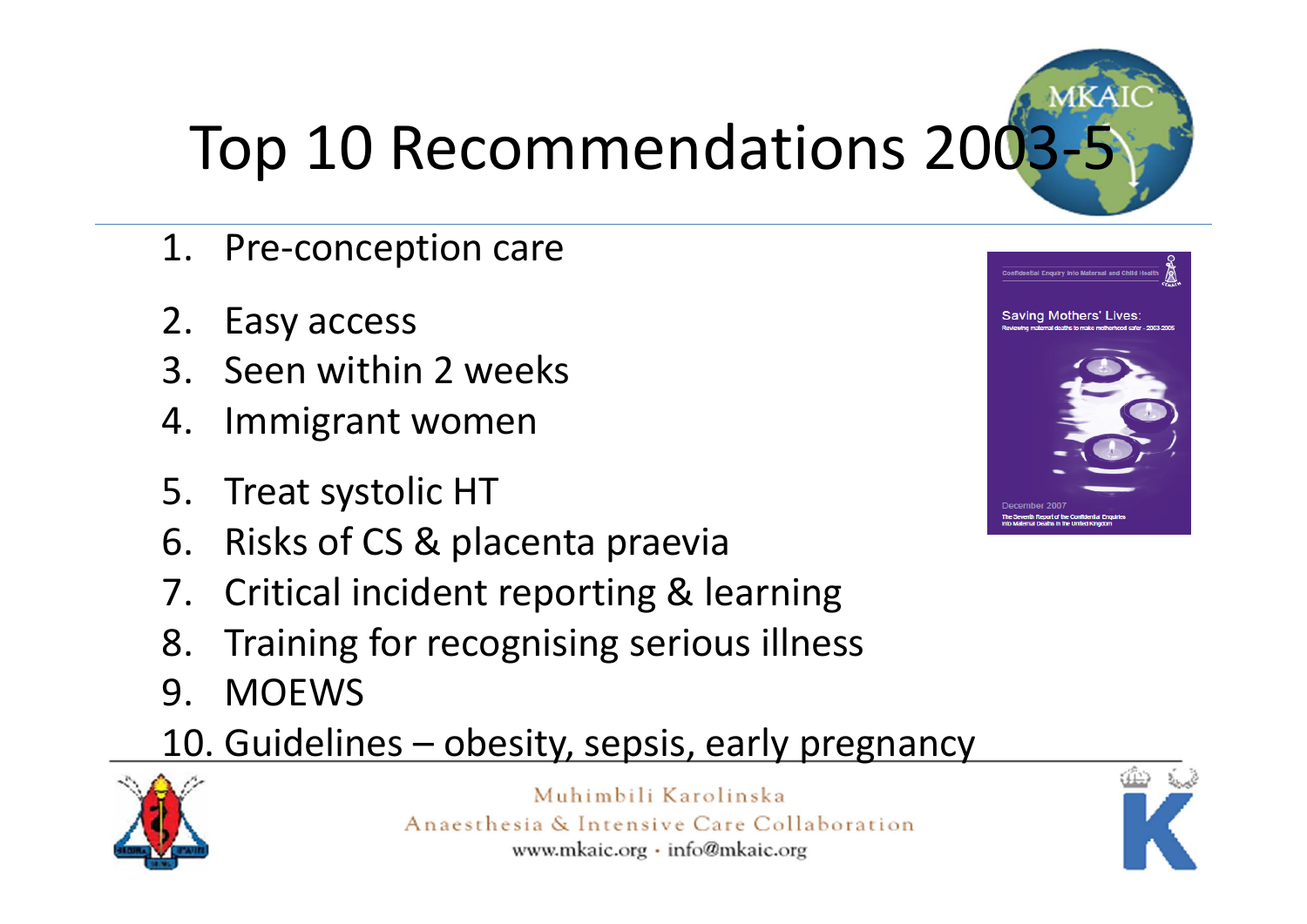# Top 10 Recommendations 2003-5

1. Pre-conception care
2. Easy access
3. Seen within 2 weeks
4. Immigrant women
5. Treat systolic HT
6. Risks of CS & placenta praevia
7. Critical incident reporting & learning
8. Training for recognising serious illness
9. MOEWS
10. Guidelines – obesity, sepsis, early pregnancy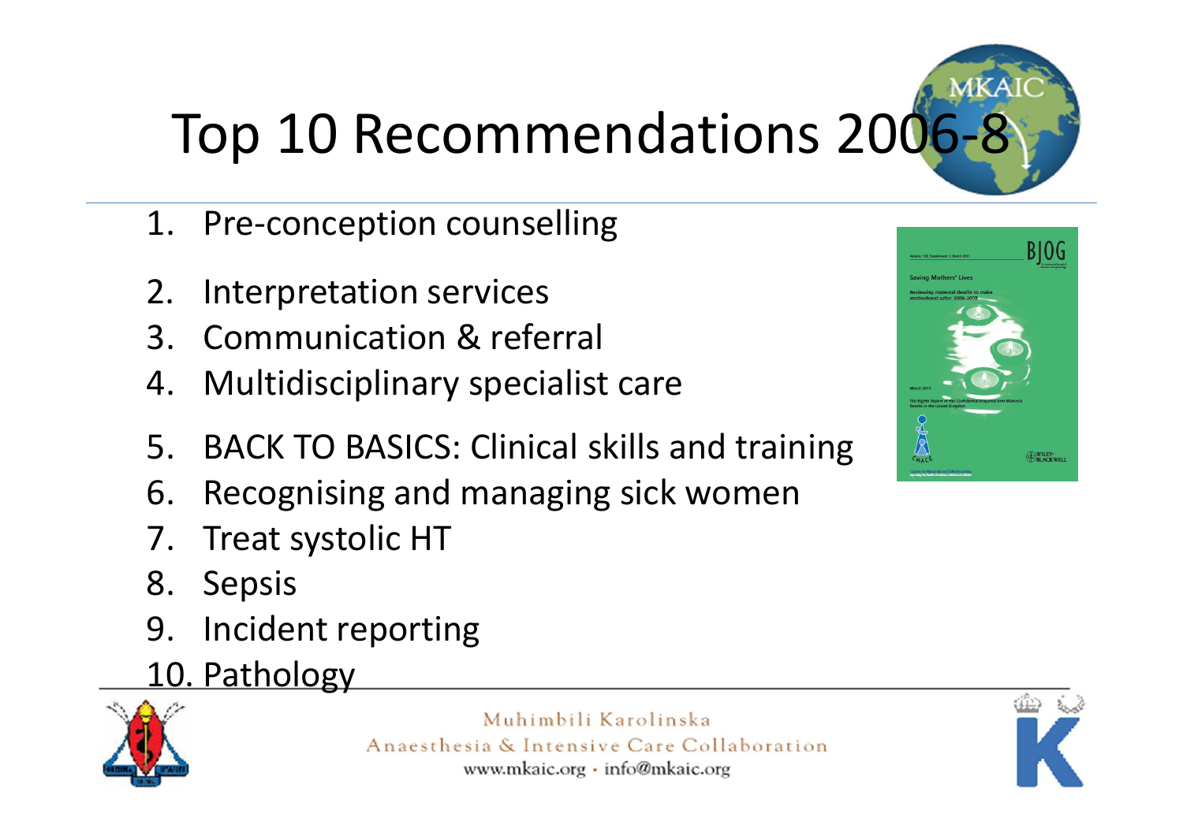# Top 10 Recommendations 2006-8

1. Pre-conception counselling
2. Interpretation services
3. Communication & referral
4. Multidisciplinary specialist care
5. BACK TO BASICS: Clinical skills and training
6. Recognising and managing sick women
7. Treat systolic HT
8. Sepsis
9. Incident reporting
10. Pathology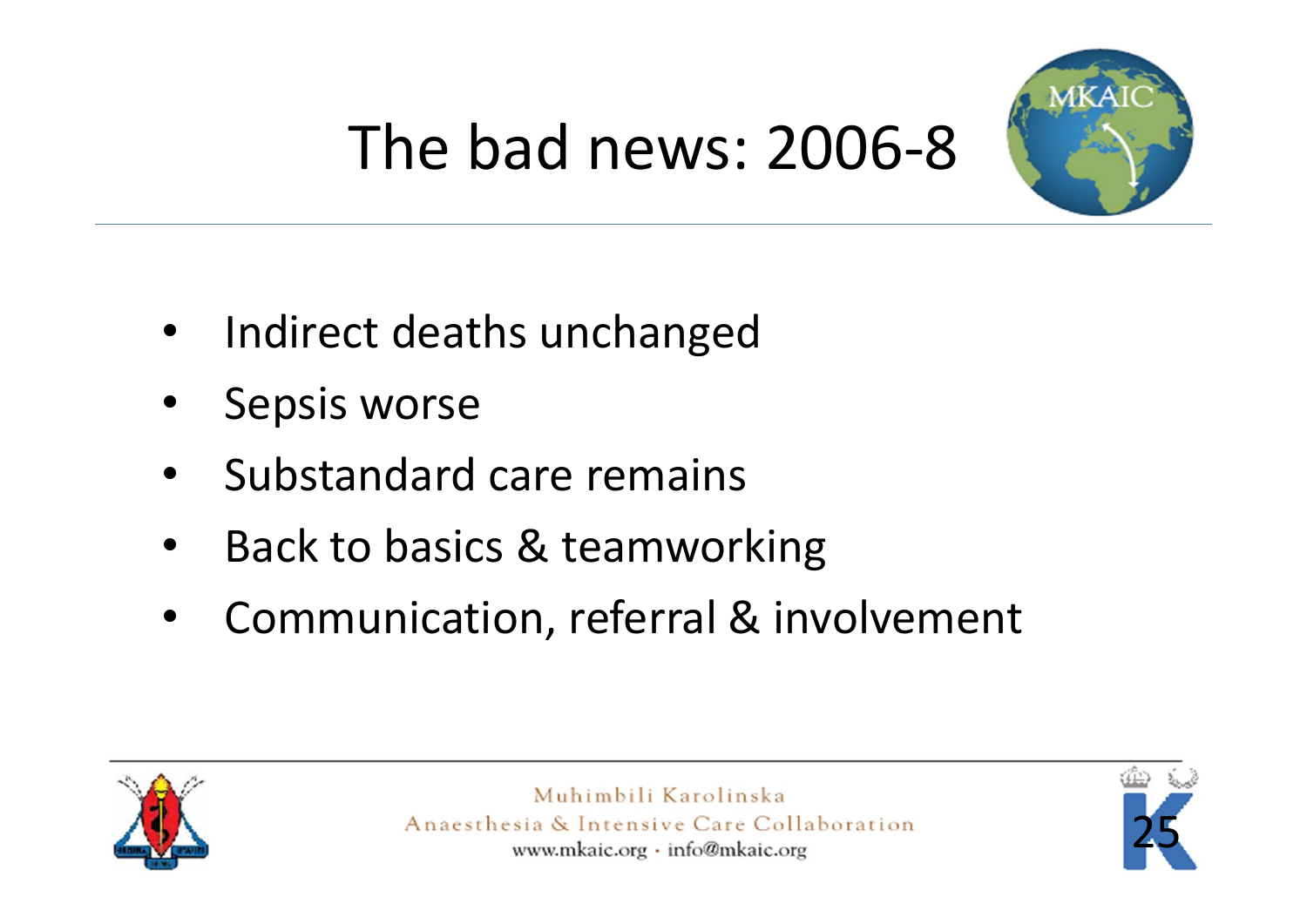# The bad news: 2006-8

- Indirect deaths unchanged
- Sepsis worse
- Substandard care remains
- Back to basics & teamworking
- Communication, referral & involvement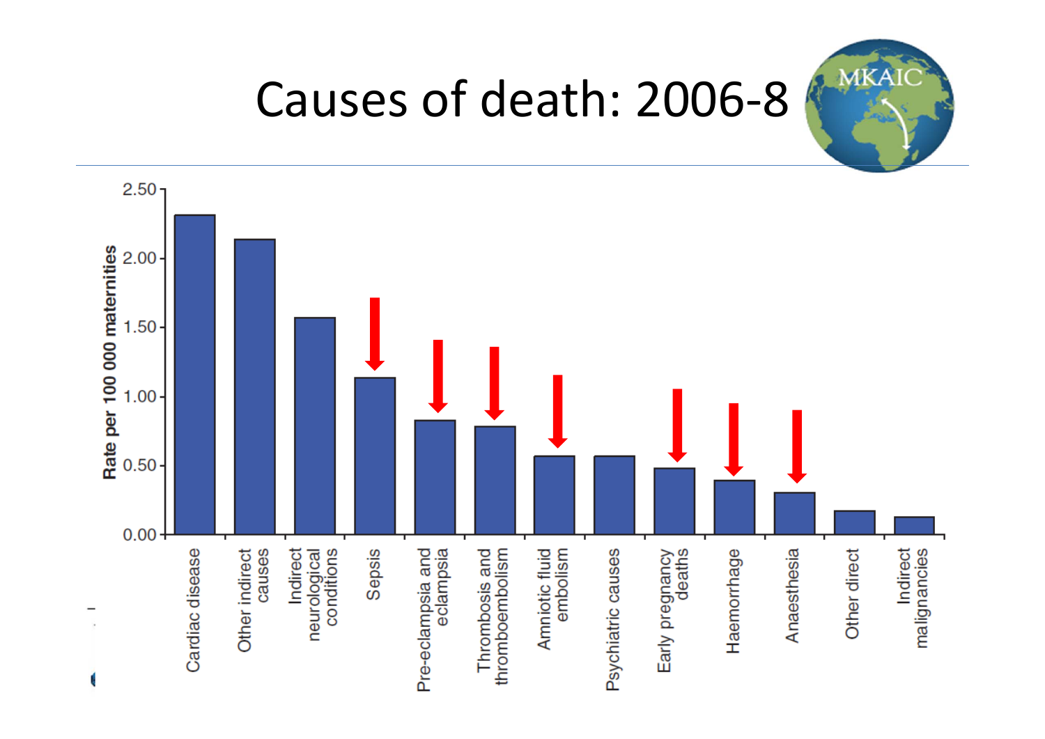# Causes of death: 2006-8

| Cause | Rate per 100 000 maternities |
|---|---|
| Cardiac disease | 2.31 |
| Other indirect causes | 2.14 |
| Indirect neurological conditions | 1.57 |
| Sepsis | 1.13 |
| Pre-eclampsia and eclampsia | 0.83 |
| Thrombosis and thromboembolism | 0.79 |
| Amniotic fluid embolism | 0.57 |
| Psychiatric causes | 0.57 |
| Early pregnancy deaths | 0.48 |
| Haemorrhage | 0.39 |
| Anaesthesia | 0.31 |
| Other direct | 0.17 |
| Indirect malignancies | 0.13 |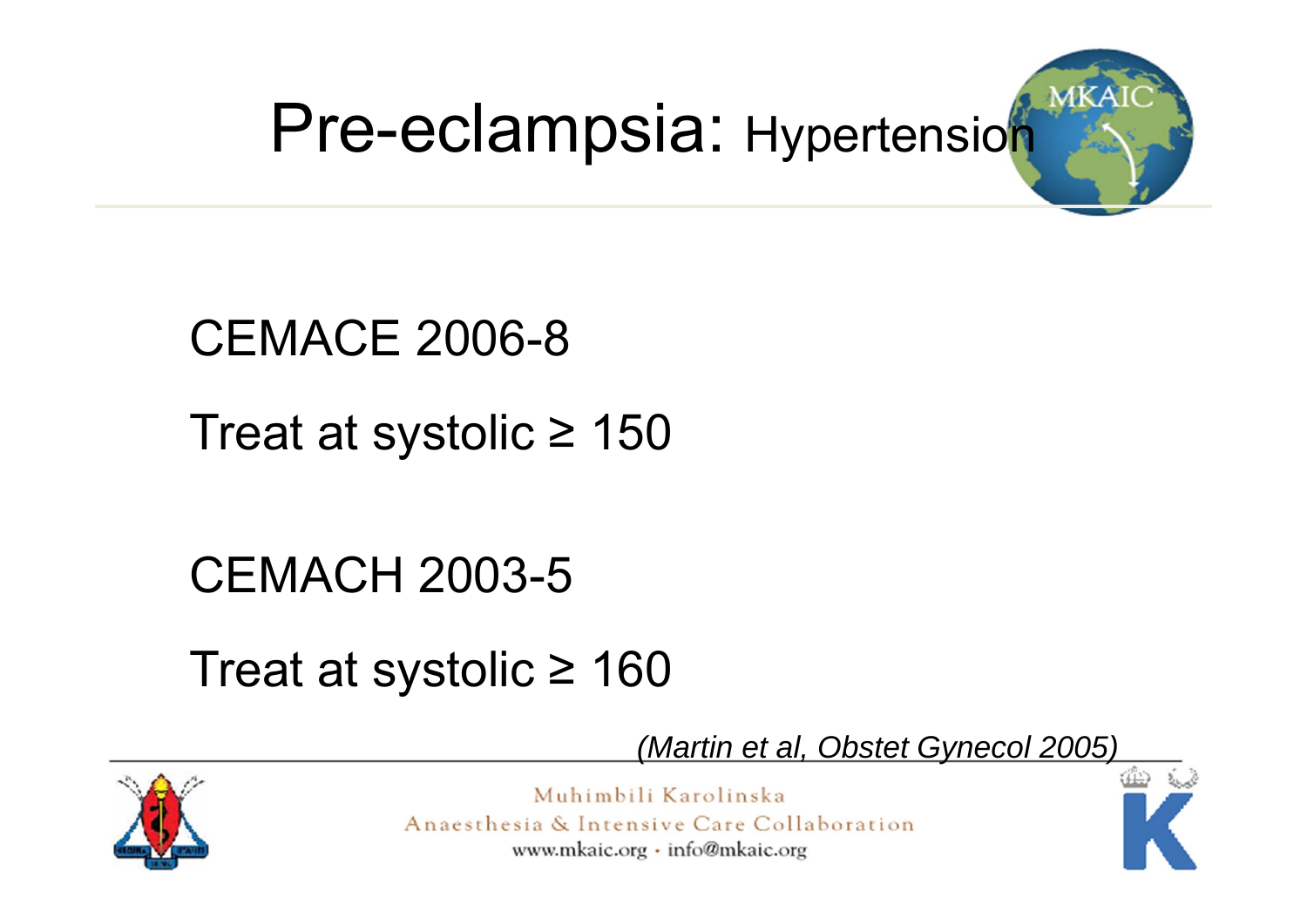# Pre-eclampsia: Hypertension

CEMACE 2006-8

Treat at systolic ≥ 150

CEMACH 2003-5

Treat at systolic ≥ 160

*(Martin et al, Obstet Gynecol 2005)*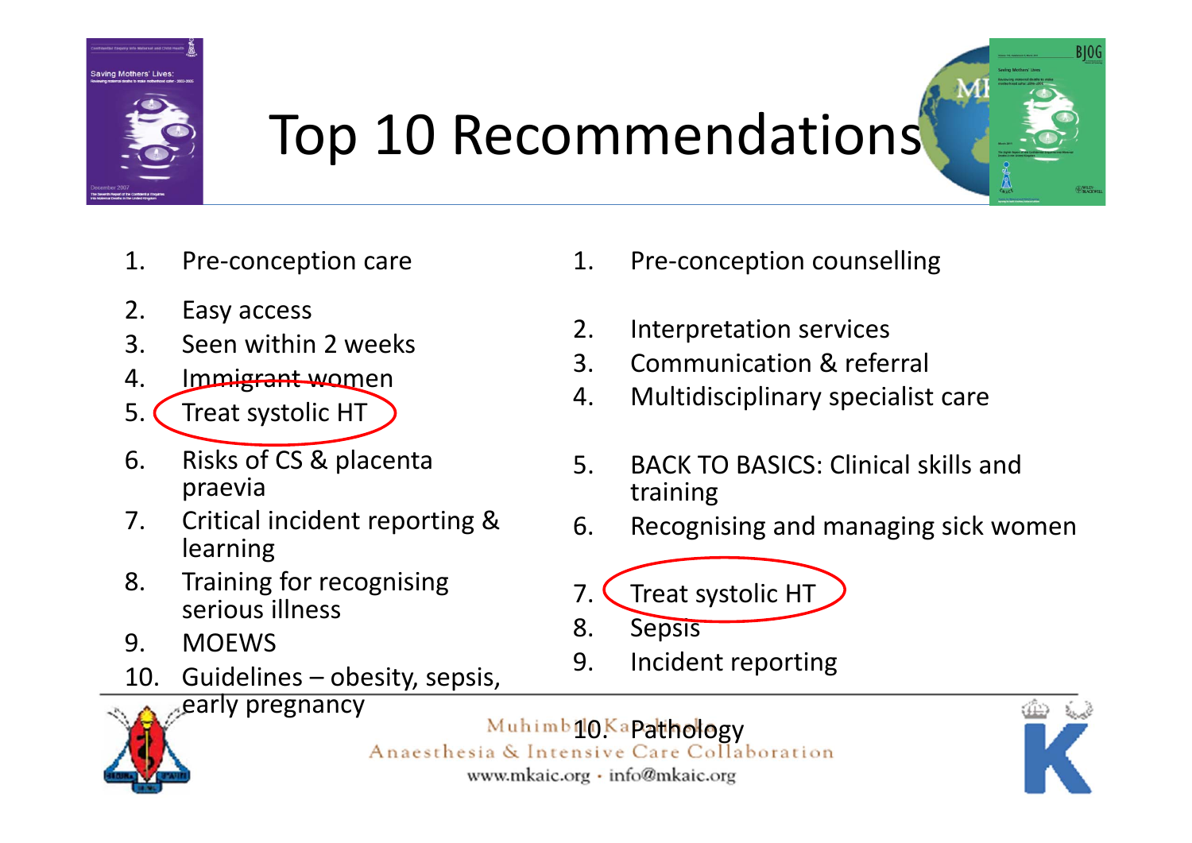# Top 10 Recommendations

1. Pre-conception care
2. Easy access
3. Seen within 2 weeks
4. Immigrant women
5. Treat systolic HT
6. Risks of CS & placenta praevia
7. Critical incident reporting & learning
8. Training for recognising serious illness
9. MOEWS
10. Guidelines – obesity, sepsis, early pregnancy

1. Pre-conception counselling
2. Interpretation services
3. Communication & referral
4. Multidisciplinary specialist care
5. BACK TO BASICS: Clinical skills and training
6. Recognising and managing sick women
7. Treat systolic HT
8. Sepsis
9. Incident reporting
10. Pathology

Muhimbili Kairuki Anaesthesia & Intensive Care Collaboration
www.mkaic.org · info@mkaic.org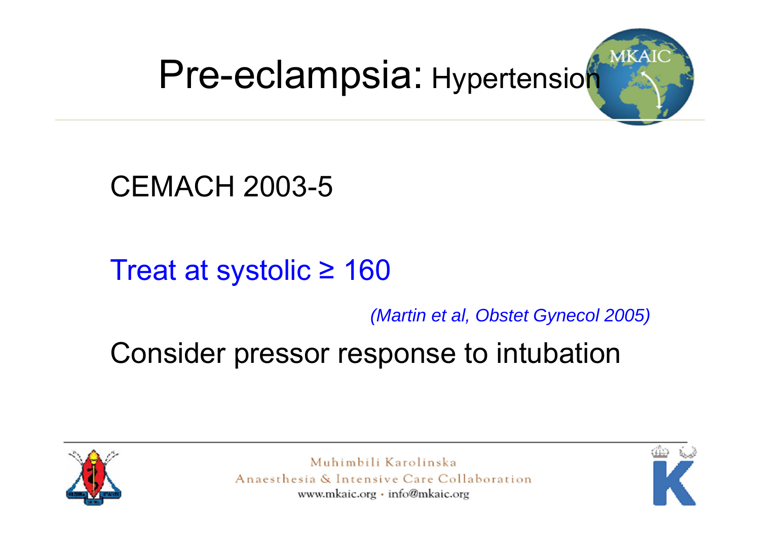# Pre-eclampsia: Hypertension

CEMACH 2003-5

Treat at systolic ≥ 160

*(Martin et al, Obstet Gynecol 2005)*

Consider pressor response to intubation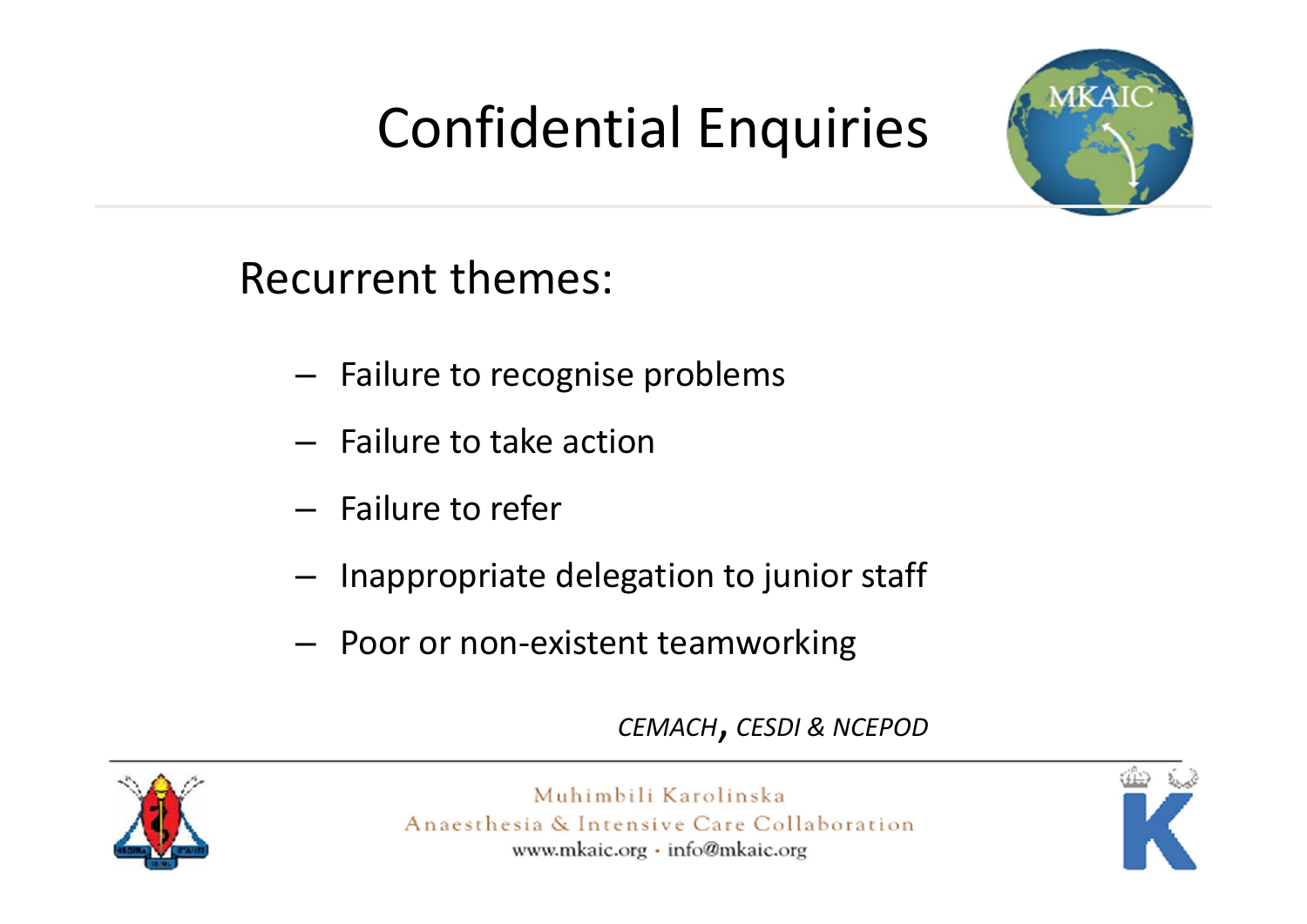# Confidential Enquiries

Recurrent themes:

- Failure to recognise problems
- Failure to take action
- Failure to refer
- Inappropriate delegation to junior staff
- Poor or non-existent teamworking

*CEMACH, CESDI & NCEPOD*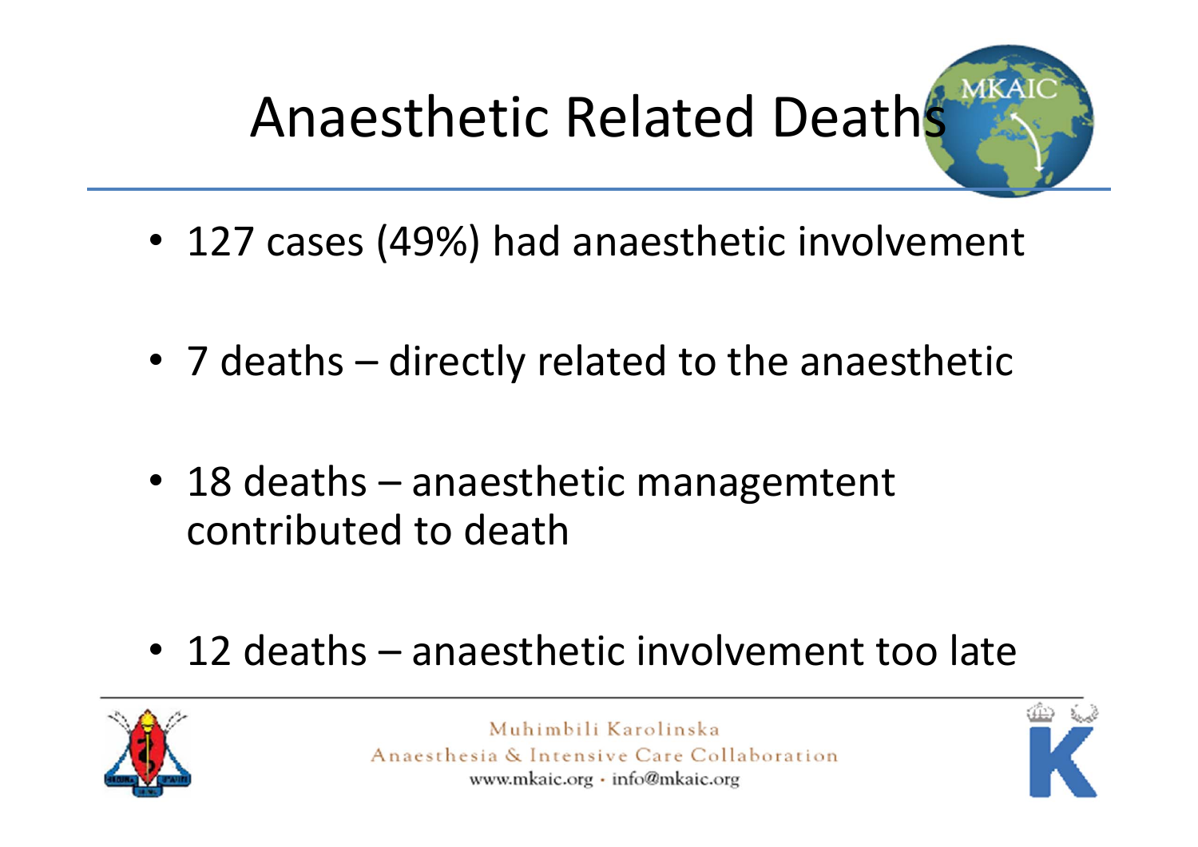# Anaesthetic Related Deaths

- 127 cases (49%) had anaesthetic involvement
- 7 deaths – directly related to the anaesthetic
- 18 deaths – anaesthetic managemtent contributed to death
- 12 deaths – anaesthetic involvement too late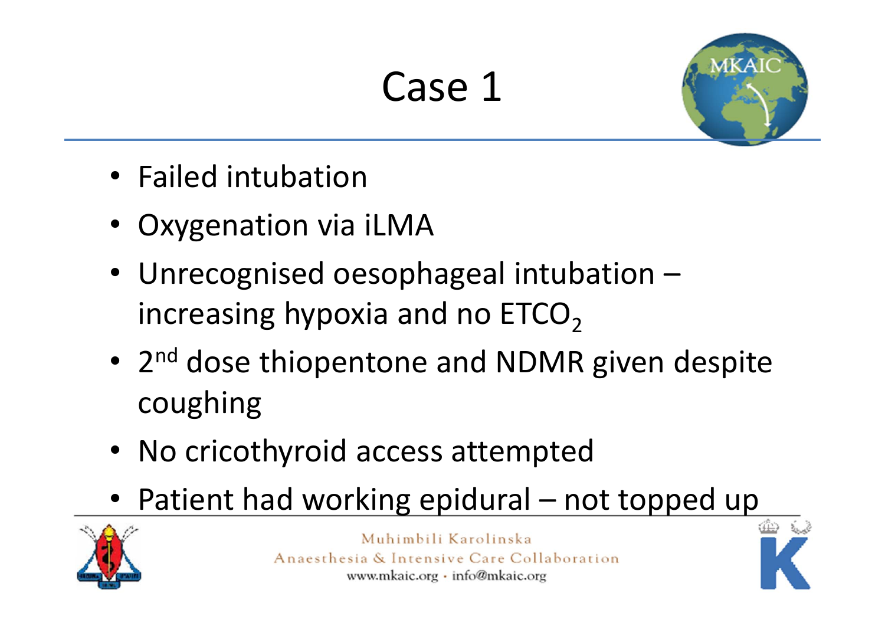# Case 1

- Failed intubation
- Oxygenation via iLMA
- Unrecognised oesophageal intubation – increasing hypoxia and no $ETCO_2$
- 2nd dose thiopentone and NDMR given despite coughing
- No cricothyroid access attempted
- Patient had working epidural – not topped up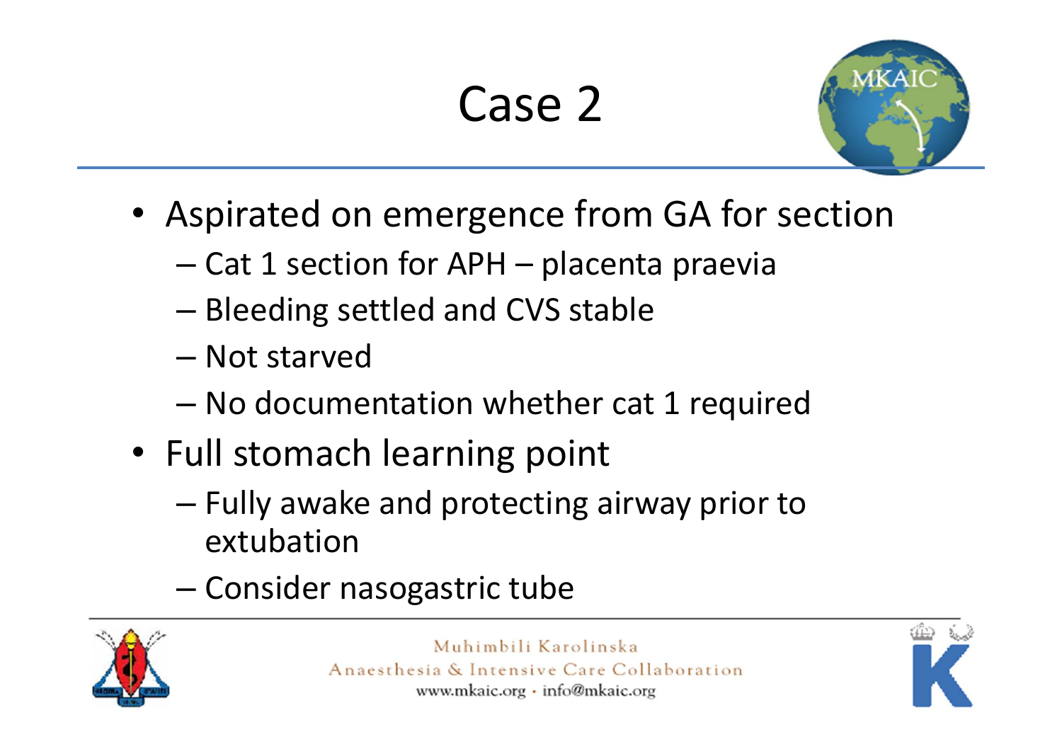# Case 2

- Aspirated on emergence from GA for section
  - Cat 1 section for APH – placenta praevia
  - Bleeding settled and CVS stable
  - Not starved
  - No documentation whether cat 1 required
- Full stomach learning point
  - Fully awake and protecting airway prior to extubation
  - Consider nasogastric tube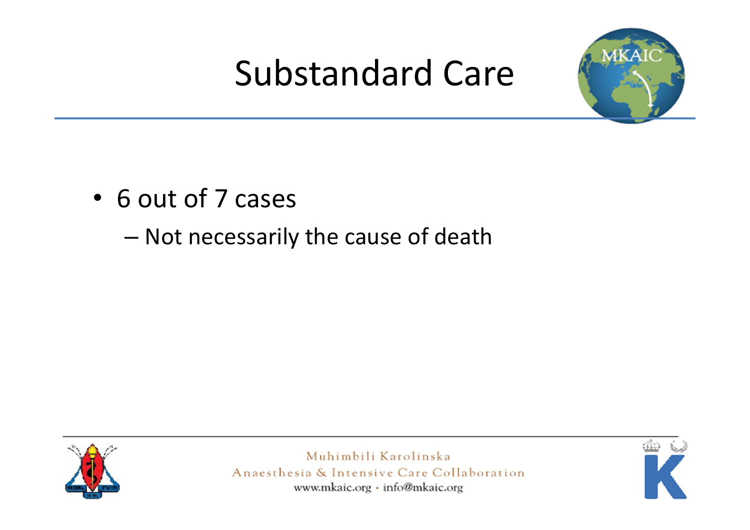# Substandard Care

- 6 out of 7 cases
  - Not necessarily the cause of death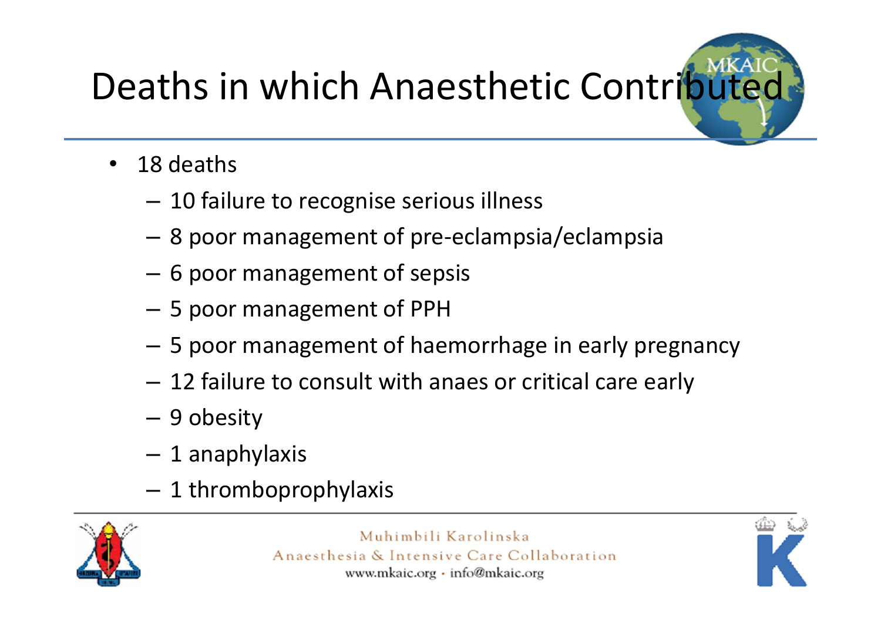# Deaths in which Anaesthetic Contributed

- 18 deaths
  - 10 failure to recognise serious illness
  - 8 poor management of pre-eclampsia/eclampsia
  - 6 poor management of sepsis
  - 5 poor management of PPH
  - 5 poor management of haemorrhage in early pregnancy
  - 12 failure to consult with anaes or critical care early
  - 9 obesity
  - 1 anaphylaxis
  - 1 thromboprophylaxis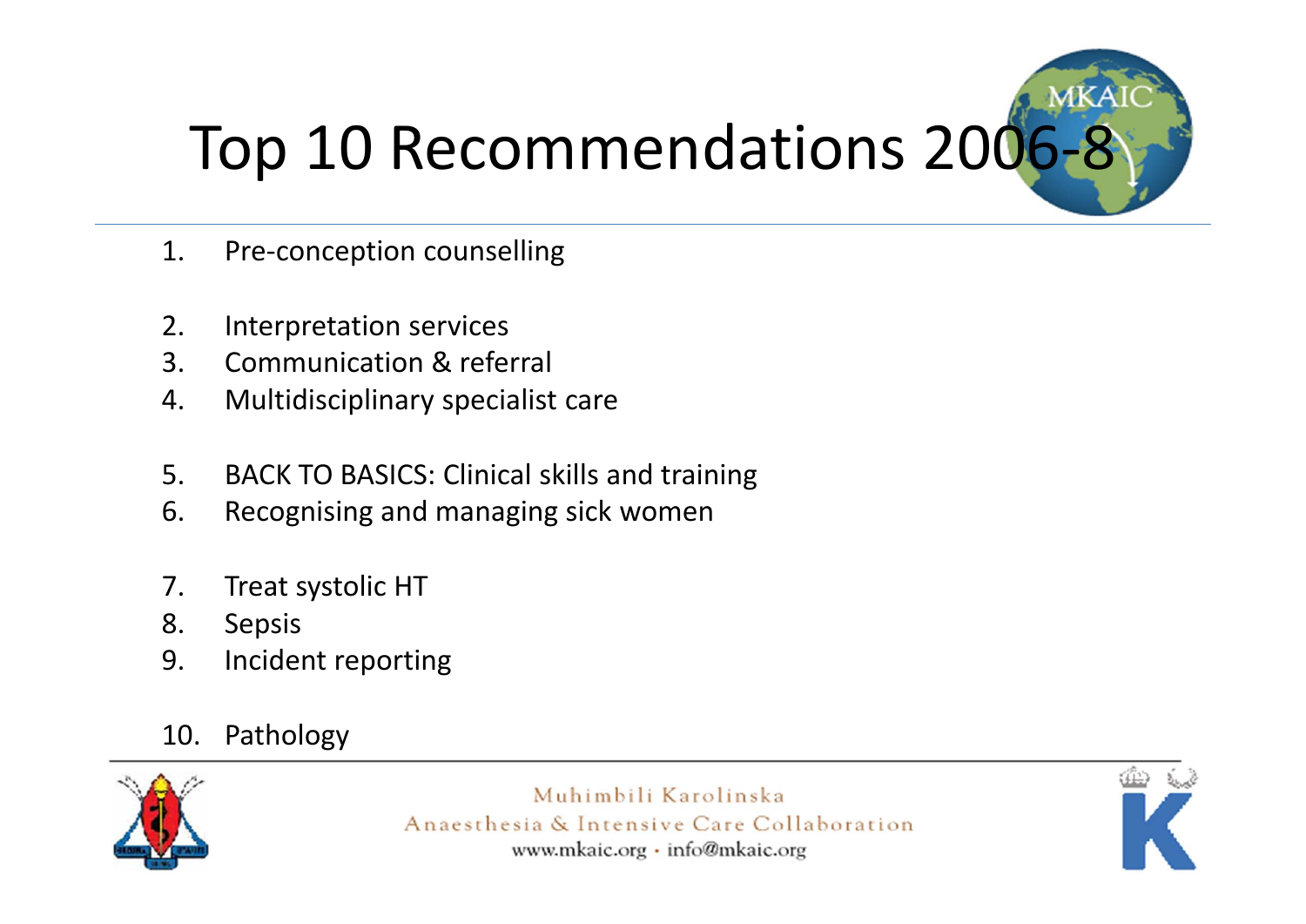# Top 10 Recommendations 2006-8

1. Pre-conception counselling

2. Interpretation services
3. Communication & referral
4. Multidisciplinary specialist care

5. BACK TO BASICS: Clinical skills and training
6. Recognising and managing sick women

7. Treat systolic HT
8. Sepsis
9. Incident reporting

10. Pathology